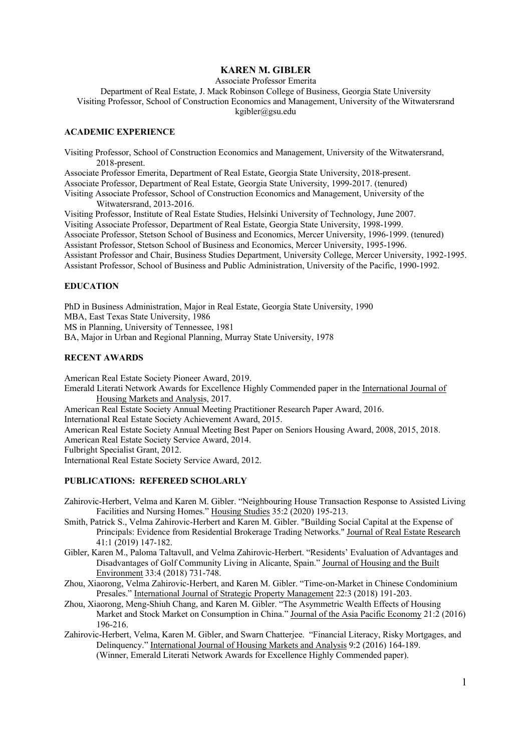# KAREN M. GIBLER

Associate Professor Emerita
Department of Real Estate, J. Mack Robinson College of Business, Georgia State University
Visiting Professor, School of Construction Economics and Management, University of the Witwatersrand
kgibler@gsu.edu

## ACADEMIC EXPERIENCE

Visiting Professor, School of Construction Economics and Management, University of the Witwatersrand, 2018-present.
Associate Professor Emerita, Department of Real Estate, Georgia State University, 2018-present.
Associate Professor, Department of Real Estate, Georgia State University, 1999-2017. (tenured)
Visiting Associate Professor, School of Construction Economics and Management, University of the Witwatersrand, 2013-2016.
Visiting Professor, Institute of Real Estate Studies, Helsinki University of Technology, June 2007.
Visiting Associate Professor, Department of Real Estate, Georgia State University, 1998-1999.
Associate Professor, Stetson School of Business and Economics, Mercer University, 1996-1999. (tenured)
Assistant Professor, Stetson School of Business and Economics, Mercer University, 1995-1996.
Assistant Professor and Chair, Business Studies Department, University College, Mercer University, 1992-1995.
Assistant Professor, School of Business and Public Administration, University of the Pacific, 1990-1992.

## EDUCATION

PhD in Business Administration, Major in Real Estate, Georgia State University, 1990
MBA, East Texas State University, 1986
MS in Planning, University of Tennessee, 1981
BA, Major in Urban and Regional Planning, Murray State University, 1978

## RECENT AWARDS

American Real Estate Society Pioneer Award, 2019.
Emerald Literati Network Awards for Excellence Highly Commended paper in the International Journal of Housing Markets and Analysis, 2017.
American Real Estate Society Annual Meeting Practitioner Research Paper Award, 2016.
International Real Estate Society Achievement Award, 2015.
American Real Estate Society Annual Meeting Best Paper on Seniors Housing Award, 2008, 2015, 2018.
American Real Estate Society Service Award, 2014.
Fulbright Specialist Grant, 2012.
International Real Estate Society Service Award, 2012.

## PUBLICATIONS: REFEREED SCHOLARLY

Zahirovic-Herbert, Velma and Karen M. Gibler. "Neighbouring House Transaction Response to Assisted Living Facilities and Nursing Homes." Housing Studies 35:2 (2020) 195-213.

Smith, Patrick S., Velma Zahirovic-Herbert and Karen M. Gibler. "Building Social Capital at the Expense of Principals: Evidence from Residential Brokerage Trading Networks." Journal of Real Estate Research 41:1 (2019) 147-182.

Gibler, Karen M., Paloma Taltavull, and Velma Zahirovic-Herbert. "Residents' Evaluation of Advantages and Disadvantages of Golf Community Living in Alicante, Spain." Journal of Housing and the Built Environment 33:4 (2018) 731-748.

Zhou, Xiaorong, Velma Zahirovic-Herbert, and Karen M. Gibler. "Time-on-Market in Chinese Condominium Presales." International Journal of Strategic Property Management 22:3 (2018) 191-203.

Zhou, Xiaorong, Meng-Shiuh Chang, and Karen M. Gibler. "The Asymmetric Wealth Effects of Housing Market and Stock Market on Consumption in China." Journal of the Asia Pacific Economy 21:2 (2016) 196-216.

Zahirovic-Herbert, Velma, Karen M. Gibler, and Swarn Chatterjee. "Financial Literacy, Risky Mortgages, and Delinquency." International Journal of Housing Markets and Analysis 9:2 (2016) 164-189. (Winner, Emerald Literati Network Awards for Excellence Highly Commended paper).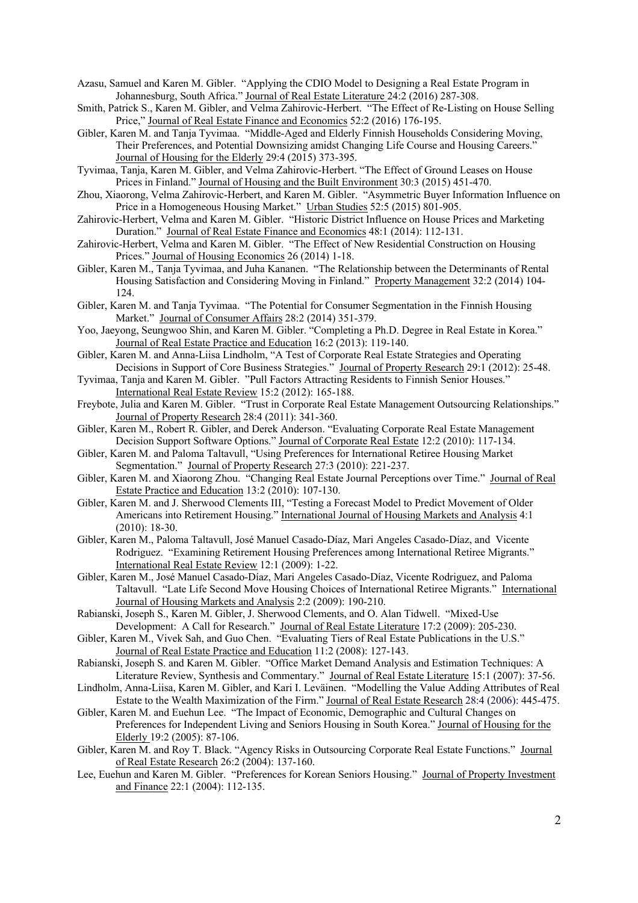Azasu, Samuel and Karen M. Gibler. "Applying the CDIO Model to Designing a Real Estate Program in Johannesburg, South Africa." Journal of Real Estate Literature 24:2 (2016) 287-308.

Smith, Patrick S., Karen M. Gibler, and Velma Zahirovic-Herbert. "The Effect of Re-Listing on House Selling Price," Journal of Real Estate Finance and Economics 52:2 (2016) 176-195.

Gibler, Karen M. and Tanja Tyvimaa. "Middle-Aged and Elderly Finnish Households Considering Moving, Their Preferences, and Potential Downsizing amidst Changing Life Course and Housing Careers." Journal of Housing for the Elderly 29:4 (2015) 373-395.

Tyvimaa, Tanja, Karen M. Gibler, and Velma Zahirovic-Herbert. "The Effect of Ground Leases on House Prices in Finland." Journal of Housing and the Built Environment 30:3 (2015) 451-470.

Zhou, Xiaorong, Velma Zahirovic-Herbert, and Karen M. Gibler. "Asymmetric Buyer Information Influence on Price in a Homogeneous Housing Market." Urban Studies 52:5 (2015) 801-905.

Zahirovic-Herbert, Velma and Karen M. Gibler. "Historic District Influence on House Prices and Marketing Duration." Journal of Real Estate Finance and Economics 48:1 (2014): 112-131.

Zahirovic-Herbert, Velma and Karen M. Gibler. "The Effect of New Residential Construction on Housing Prices." Journal of Housing Economics 26 (2014) 1-18.

Gibler, Karen M., Tanja Tyvimaa, and Juha Kananen. "The Relationship between the Determinants of Rental Housing Satisfaction and Considering Moving in Finland." Property Management 32:2 (2014) 104-124.

Gibler, Karen M. and Tanja Tyvimaa. "The Potential for Consumer Segmentation in the Finnish Housing Market." Journal of Consumer Affairs 28:2 (2014) 351-379.

Yoo, Jaeyong, Seungwoo Shin, and Karen M. Gibler. "Completing a Ph.D. Degree in Real Estate in Korea." Journal of Real Estate Practice and Education 16:2 (2013): 119-140.

Gibler, Karen M. and Anna-Liisa Lindholm, "A Test of Corporate Real Estate Strategies and Operating Decisions in Support of Core Business Strategies." Journal of Property Research 29:1 (2012): 25-48.

Tyvimaa, Tanja and Karen M. Gibler. "Pull Factors Attracting Residents to Finnish Senior Houses." International Real Estate Review 15:2 (2012): 165-188.

Freybote, Julia and Karen M. Gibler. "Trust in Corporate Real Estate Management Outsourcing Relationships." Journal of Property Research 28:4 (2011): 341-360.

Gibler, Karen M., Robert R. Gibler, and Derek Anderson. "Evaluating Corporate Real Estate Management Decision Support Software Options." Journal of Corporate Real Estate 12:2 (2010): 117-134.

Gibler, Karen M. and Paloma Taltavull, "Using Preferences for International Retiree Housing Market Segmentation." Journal of Property Research 27:3 (2010): 221-237.

Gibler, Karen M. and Xiaorong Zhou. "Changing Real Estate Journal Perceptions over Time." Journal of Real Estate Practice and Education 13:2 (2010): 107-130.

Gibler, Karen M. and J. Sherwood Clements III, "Testing a Forecast Model to Predict Movement of Older Americans into Retirement Housing." International Journal of Housing Markets and Analysis 4:1 (2010): 18-30.

Gibler, Karen M., Paloma Taltavull, José Manuel Casado-Díaz, Mari Angeles Casado-Díaz, and Vicente Rodriguez. "Examining Retirement Housing Preferences among International Retiree Migrants." International Real Estate Review 12:1 (2009): 1-22.

Gibler, Karen M., José Manuel Casado-Díaz, Mari Angeles Casado-Díaz, Vicente Rodriguez, and Paloma Taltavull. "Late Life Second Move Housing Choices of International Retiree Migrants." International Journal of Housing Markets and Analysis 2:2 (2009): 190-210.

Rabianski, Joseph S., Karen M. Gibler, J. Sherwood Clements, and O. Alan Tidwell. "Mixed-Use Development: A Call for Research." Journal of Real Estate Literature 17:2 (2009): 205-230.

Gibler, Karen M., Vivek Sah, and Guo Chen. "Evaluating Tiers of Real Estate Publications in the U.S." Journal of Real Estate Practice and Education 11:2 (2008): 127-143.

Rabianski, Joseph S. and Karen M. Gibler. "Office Market Demand Analysis and Estimation Techniques: A Literature Review, Synthesis and Commentary." Journal of Real Estate Literature 15:1 (2007): 37-56.

Lindholm, Anna-Liisa, Karen M. Gibler, and Kari I. Leväinen. "Modelling the Value Adding Attributes of Real Estate to the Wealth Maximization of the Firm." Journal of Real Estate Research 28:4 (2006): 445-475.

Gibler, Karen M. and Euehun Lee. "The Impact of Economic, Demographic and Cultural Changes on Preferences for Independent Living and Seniors Housing in South Korea." Journal of Housing for the Elderly 19:2 (2005): 87-106.

Gibler, Karen M. and Roy T. Black. "Agency Risks in Outsourcing Corporate Real Estate Functions." Journal of Real Estate Research 26:2 (2004): 137-160.

Lee, Euehun and Karen M. Gibler. "Preferences for Korean Seniors Housing." Journal of Property Investment and Finance 22:1 (2004): 112-135.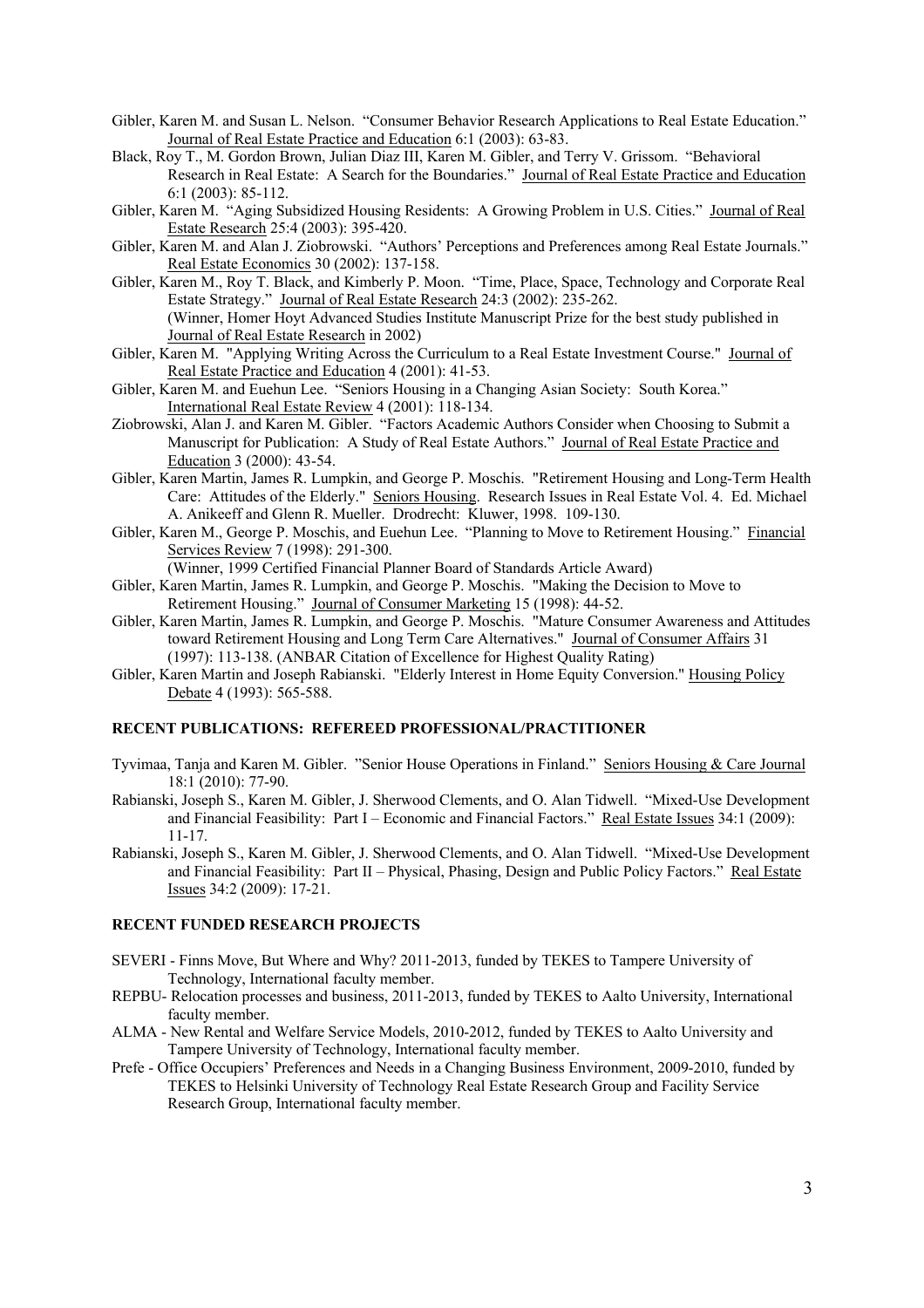Gibler, Karen M. and Susan L. Nelson. "Consumer Behavior Research Applications to Real Estate Education." Journal of Real Estate Practice and Education 6:1 (2003): 63-83.

Black, Roy T., M. Gordon Brown, Julian Diaz III, Karen M. Gibler, and Terry V. Grissom. "Behavioral Research in Real Estate: A Search for the Boundaries." Journal of Real Estate Practice and Education 6:1 (2003): 85-112.

Gibler, Karen M. "Aging Subsidized Housing Residents: A Growing Problem in U.S. Cities." Journal of Real Estate Research 25:4 (2003): 395-420.

Gibler, Karen M. and Alan J. Ziobrowski. "Authors' Perceptions and Preferences among Real Estate Journals." Real Estate Economics 30 (2002): 137-158.

Gibler, Karen M., Roy T. Black, and Kimberly P. Moon. "Time, Place, Space, Technology and Corporate Real Estate Strategy." Journal of Real Estate Research 24:3 (2002): 235-262.
(Winner, Homer Hoyt Advanced Studies Institute Manuscript Prize for the best study published in Journal of Real Estate Research in 2002)

Gibler, Karen M. "Applying Writing Across the Curriculum to a Real Estate Investment Course." Journal of Real Estate Practice and Education 4 (2001): 41-53.

Gibler, Karen M. and Euehun Lee. "Seniors Housing in a Changing Asian Society: South Korea." International Real Estate Review 4 (2001): 118-134.

Ziobrowski, Alan J. and Karen M. Gibler. "Factors Academic Authors Consider when Choosing to Submit a Manuscript for Publication: A Study of Real Estate Authors." Journal of Real Estate Practice and Education 3 (2000): 43-54.

Gibler, Karen Martin, James R. Lumpkin, and George P. Moschis. "Retirement Housing and Long-Term Health Care: Attitudes of the Elderly." Seniors Housing. Research Issues in Real Estate Vol. 4. Ed. Michael A. Anikeeff and Glenn R. Mueller. Drodrecht: Kluwer, 1998. 109-130.

Gibler, Karen M., George P. Moschis, and Euehun Lee. "Planning to Move to Retirement Housing." Financial Services Review 7 (1998): 291-300.
(Winner, 1999 Certified Financial Planner Board of Standards Article Award)

Gibler, Karen Martin, James R. Lumpkin, and George P. Moschis. "Making the Decision to Move to Retirement Housing." Journal of Consumer Marketing 15 (1998): 44-52.

Gibler, Karen Martin, James R. Lumpkin, and George P. Moschis. "Mature Consumer Awareness and Attitudes toward Retirement Housing and Long Term Care Alternatives." Journal of Consumer Affairs 31 (1997): 113-138. (ANBAR Citation of Excellence for Highest Quality Rating)

Gibler, Karen Martin and Joseph Rabianski. "Elderly Interest in Home Equity Conversion." Housing Policy Debate 4 (1993): 565-588.

## RECENT PUBLICATIONS: REFEREED PROFESSIONAL/PRACTITIONER

Tyvimaa, Tanja and Karen M. Gibler. "Senior House Operations in Finland." Seniors Housing & Care Journal 18:1 (2010): 77-90.

Rabianski, Joseph S., Karen M. Gibler, J. Sherwood Clements, and O. Alan Tidwell. "Mixed-Use Development and Financial Feasibility: Part I – Economic and Financial Factors." Real Estate Issues 34:1 (2009): 11-17.

Rabianski, Joseph S., Karen M. Gibler, J. Sherwood Clements, and O. Alan Tidwell. "Mixed-Use Development and Financial Feasibility: Part II – Physical, Phasing, Design and Public Policy Factors." Real Estate Issues 34:2 (2009): 17-21.

## RECENT FUNDED RESEARCH PROJECTS

SEVERI - Finns Move, But Where and Why? 2011-2013, funded by TEKES to Tampere University of Technology, International faculty member.

REPBU- Relocation processes and business, 2011-2013, funded by TEKES to Aalto University, International faculty member.

ALMA - New Rental and Welfare Service Models, 2010-2012, funded by TEKES to Aalto University and Tampere University of Technology, International faculty member.

Prefe - Office Occupiers' Preferences and Needs in a Changing Business Environment, 2009-2010, funded by TEKES to Helsinki University of Technology Real Estate Research Group and Facility Service Research Group, International faculty member.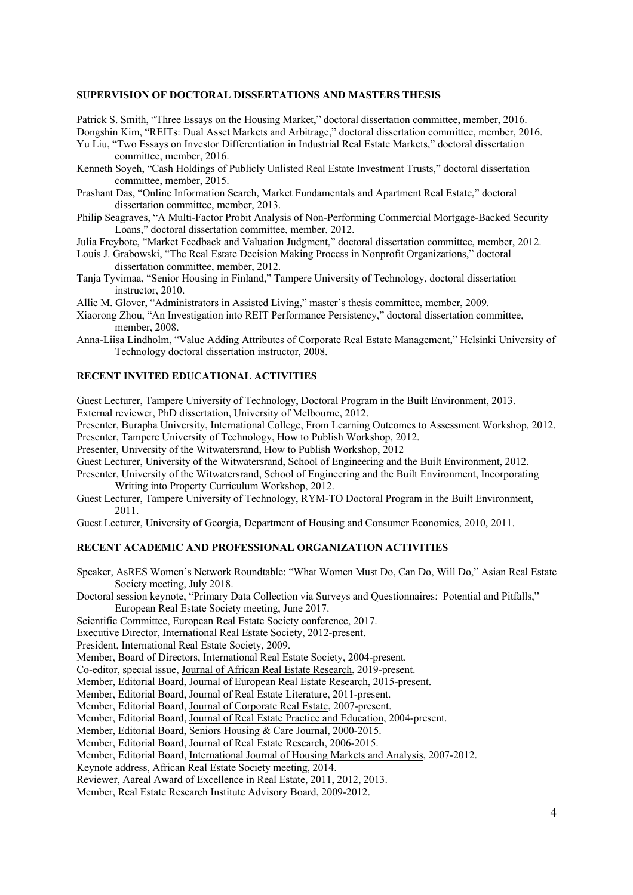## SUPERVISION OF DOCTORAL DISSERTATIONS AND MASTERS THESIS

Patrick S. Smith, "Three Essays on the Housing Market," doctoral dissertation committee, member, 2016.
Dongshin Kim, "REITs: Dual Asset Markets and Arbitrage," doctoral dissertation committee, member, 2016.
Yu Liu, "Two Essays on Investor Differentiation in Industrial Real Estate Markets," doctoral dissertation committee, member, 2016.
Kenneth Soyeh, "Cash Holdings of Publicly Unlisted Real Estate Investment Trusts," doctoral dissertation committee, member, 2015.
Prashant Das, "Online Information Search, Market Fundamentals and Apartment Real Estate," doctoral dissertation committee, member, 2013.
Philip Seagraves, "A Multi-Factor Probit Analysis of Non-Performing Commercial Mortgage-Backed Security Loans," doctoral dissertation committee, member, 2012.
Julia Freybote, "Market Feedback and Valuation Judgment," doctoral dissertation committee, member, 2012.
Louis J. Grabowski, "The Real Estate Decision Making Process in Nonprofit Organizations," doctoral dissertation committee, member, 2012.
Tanja Tyvimaa, "Senior Housing in Finland," Tampere University of Technology, doctoral dissertation instructor, 2010.
Allie M. Glover, "Administrators in Assisted Living," master's thesis committee, member, 2009.
Xiaorong Zhou, "An Investigation into REIT Performance Persistency," doctoral dissertation committee, member, 2008.
Anna-Liisa Lindholm, "Value Adding Attributes of Corporate Real Estate Management," Helsinki University of Technology doctoral dissertation instructor, 2008.

## RECENT INVITED EDUCATIONAL ACTIVITIES

Guest Lecturer, Tampere University of Technology, Doctoral Program in the Built Environment, 2013.
External reviewer, PhD dissertation, University of Melbourne, 2012.
Presenter, Burapha University, International College, From Learning Outcomes to Assessment Workshop, 2012.
Presenter, Tampere University of Technology, How to Publish Workshop, 2012.
Presenter, University of the Witwatersrand, How to Publish Workshop, 2012
Guest Lecturer, University of the Witwatersrand, School of Engineering and the Built Environment, 2012.
Presenter, University of the Witwatersrand, School of Engineering and the Built Environment, Incorporating Writing into Property Curriculum Workshop, 2012.
Guest Lecturer, Tampere University of Technology, RYM-TO Doctoral Program in the Built Environment, 2011.
Guest Lecturer, University of Georgia, Department of Housing and Consumer Economics, 2010, 2011.

## RECENT ACADEMIC AND PROFESSIONAL ORGANIZATION ACTIVITIES

Speaker, AsRES Women's Network Roundtable: "What Women Must Do, Can Do, Will Do," Asian Real Estate Society meeting, July 2018.
Doctoral session keynote, "Primary Data Collection via Surveys and Questionnaires: Potential and Pitfalls," European Real Estate Society meeting, June 2017.
Scientific Committee, European Real Estate Society conference, 2017.
Executive Director, International Real Estate Society, 2012-present.
President, International Real Estate Society, 2009.
Member, Board of Directors, International Real Estate Society, 2004-present.
Co-editor, special issue, Journal of African Real Estate Research, 2019-present.
Member, Editorial Board, Journal of European Real Estate Research, 2015-present.
Member, Editorial Board, Journal of Real Estate Literature, 2011-present.
Member, Editorial Board, Journal of Corporate Real Estate, 2007-present.
Member, Editorial Board, Journal of Real Estate Practice and Education, 2004-present.
Member, Editorial Board, Seniors Housing & Care Journal, 2000-2015.
Member, Editorial Board, Journal of Real Estate Research, 2006-2015.
Member, Editorial Board, International Journal of Housing Markets and Analysis, 2007-2012.
Keynote address, African Real Estate Society meeting, 2014.
Reviewer, Aareal Award of Excellence in Real Estate, 2011, 2012, 2013.
Member, Real Estate Research Institute Advisory Board, 2009-2012.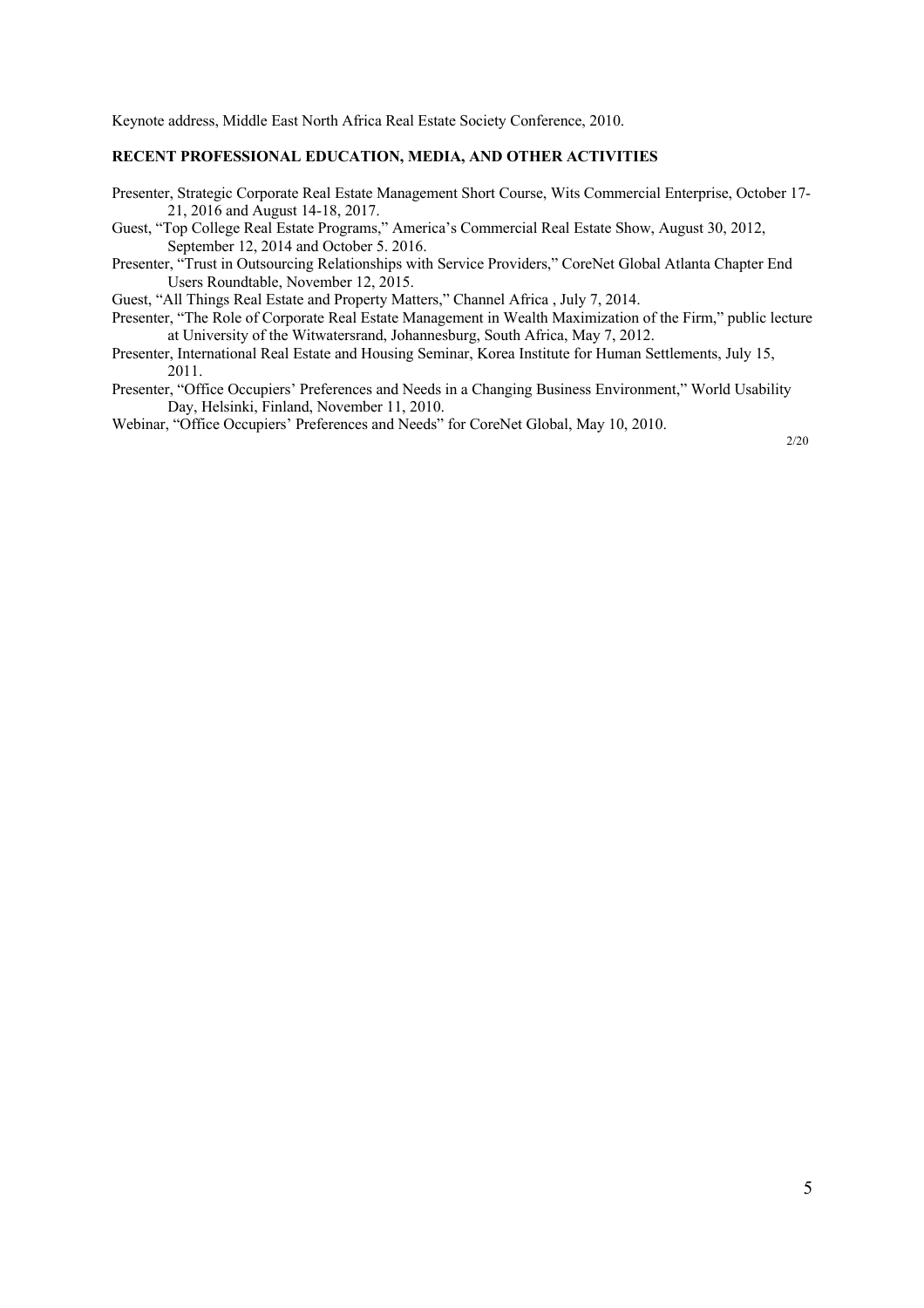Keynote address, Middle East North Africa Real Estate Society Conference, 2010.

**RECENT PROFESSIONAL EDUCATION, MEDIA, AND OTHER ACTIVITIES**

Presenter, Strategic Corporate Real Estate Management Short Course, Wits Commercial Enterprise, October 17-21, 2016 and August 14-18, 2017.

Guest, "Top College Real Estate Programs," America's Commercial Real Estate Show, August 30, 2012, September 12, 2014 and October 5. 2016.

Presenter, "Trust in Outsourcing Relationships with Service Providers," CoreNet Global Atlanta Chapter End Users Roundtable, November 12, 2015.

Guest, "All Things Real Estate and Property Matters," Channel Africa , July 7, 2014.

Presenter, "The Role of Corporate Real Estate Management in Wealth Maximization of the Firm," public lecture at University of the Witwatersrand, Johannesburg, South Africa, May 7, 2012.

Presenter, International Real Estate and Housing Seminar, Korea Institute for Human Settlements, July 15, 2011.

Presenter, "Office Occupiers' Preferences and Needs in a Changing Business Environment," World Usability Day, Helsinki, Finland, November 11, 2010.

Webinar, "Office Occupiers' Preferences and Needs" for CoreNet Global, May 10, 2010.